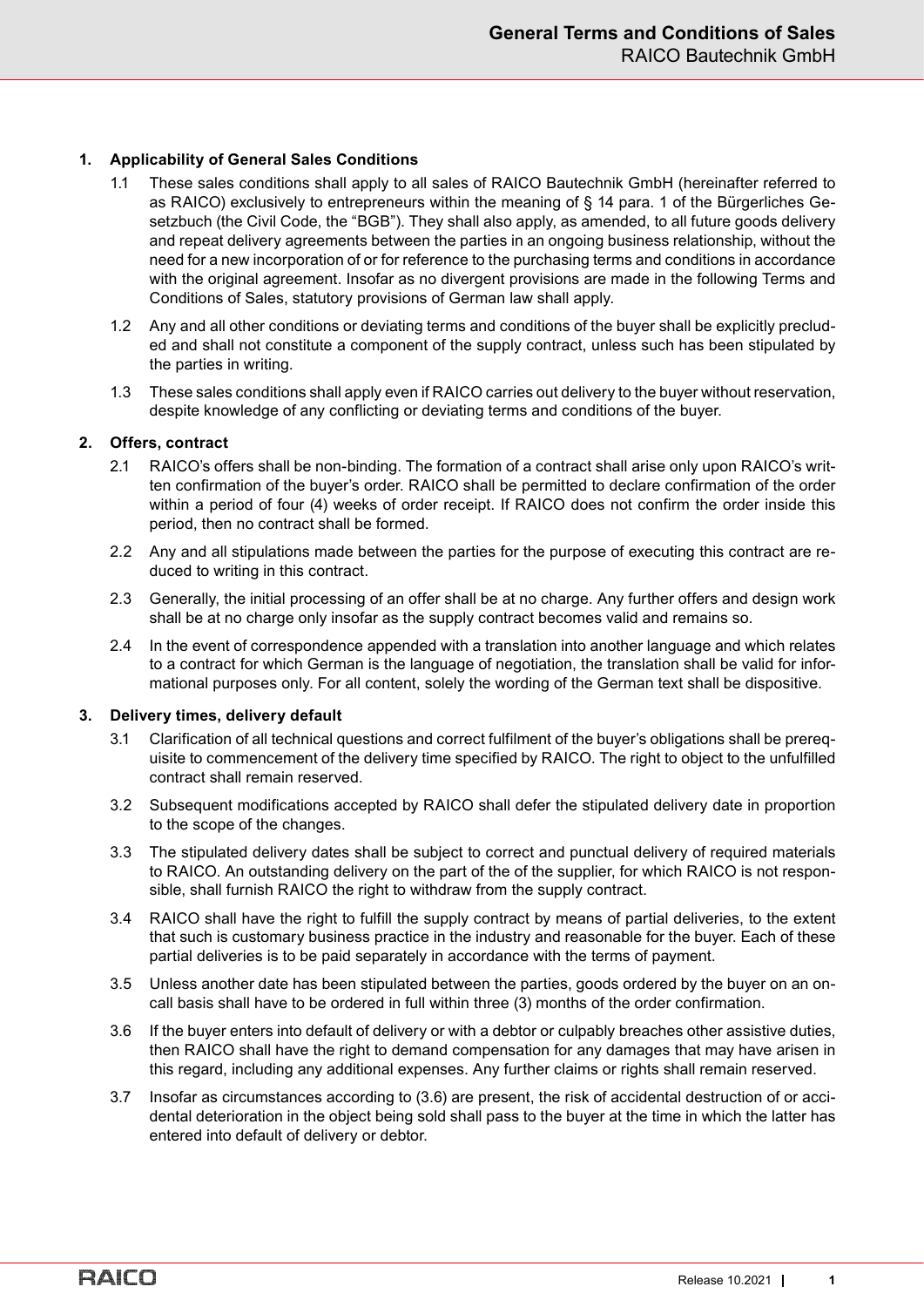# General Terms and Conditions of Sales

RAICO Bautechnik GmbH

## 1. Applicability of General Sales Conditions

1.1 These sales conditions shall apply to all sales of RAICO Bautechnik GmbH (hereinafter referred to as RAICO) exclusively to entrepreneurs within the meaning of § 14 para. 1 of the Bürgerliches Gesetzbuch (the Civil Code, the "BGB"). They shall also apply, as amended, to all future goods delivery and repeat delivery agreements between the parties in an ongoing business relationship, without the need for a new incorporation of or for reference to the purchasing terms and conditions in accordance with the original agreement. Insofar as no divergent provisions are made in the following Terms and Conditions of Sales, statutory provisions of German law shall apply.

1.2 Any and all other conditions or deviating terms and conditions of the buyer shall be explicitly precluded and shall not constitute a component of the supply contract, unless such has been stipulated by the parties in writing.

1.3 These sales conditions shall apply even if RAICO carries out delivery to the buyer without reservation, despite knowledge of any conflicting or deviating terms and conditions of the buyer.

## 2. Offers, contract

2.1 RAICO's offers shall be non-binding. The formation of a contract shall arise only upon RAICO's written confirmation of the buyer's order. RAICO shall be permitted to declare confirmation of the order within a period of four (4) weeks of order receipt. If RAICO does not confirm the order inside this period, then no contract shall be formed.

2.2 Any and all stipulations made between the parties for the purpose of executing this contract are reduced to writing in this contract.

2.3 Generally, the initial processing of an offer shall be at no charge. Any further offers and design work shall be at no charge only insofar as the supply contract becomes valid and remains so.

2.4 In the event of correspondence appended with a translation into another language and which relates to a contract for which German is the language of negotiation, the translation shall be valid for informational purposes only. For all content, solely the wording of the German text shall be dispositive.

## 3. Delivery times, delivery default

3.1 Clarification of all technical questions and correct fulfilment of the buyer's obligations shall be prerequisite to commencement of the delivery time specified by RAICO. The right to object to the unfulfilled contract shall remain reserved.

3.2 Subsequent modifications accepted by RAICO shall defer the stipulated delivery date in proportion to the scope of the changes.

3.3 The stipulated delivery dates shall be subject to correct and punctual delivery of required materials to RAICO. An outstanding delivery on the part of the of the supplier, for which RAICO is not responsible, shall furnish RAICO the right to withdraw from the supply contract.

3.4 RAICO shall have the right to fulfill the supply contract by means of partial deliveries, to the extent that such is customary business practice in the industry and reasonable for the buyer. Each of these partial deliveries is to be paid separately in accordance with the terms of payment.

3.5 Unless another date has been stipulated between the parties, goods ordered by the buyer on an on-call basis shall have to be ordered in full within three (3) months of the order confirmation.

3.6 If the buyer enters into default of delivery or with a debtor or culpably breaches other assistive duties, then RAICO shall have the right to demand compensation for any damages that may have arisen in this regard, including any additional expenses. Any further claims or rights shall remain reserved.

3.7 Insofar as circumstances according to (3.6) are present, the risk of accidental destruction of or accidental deterioration in the object being sold shall pass to the buyer at the time in which the latter has entered into default of delivery or debtor.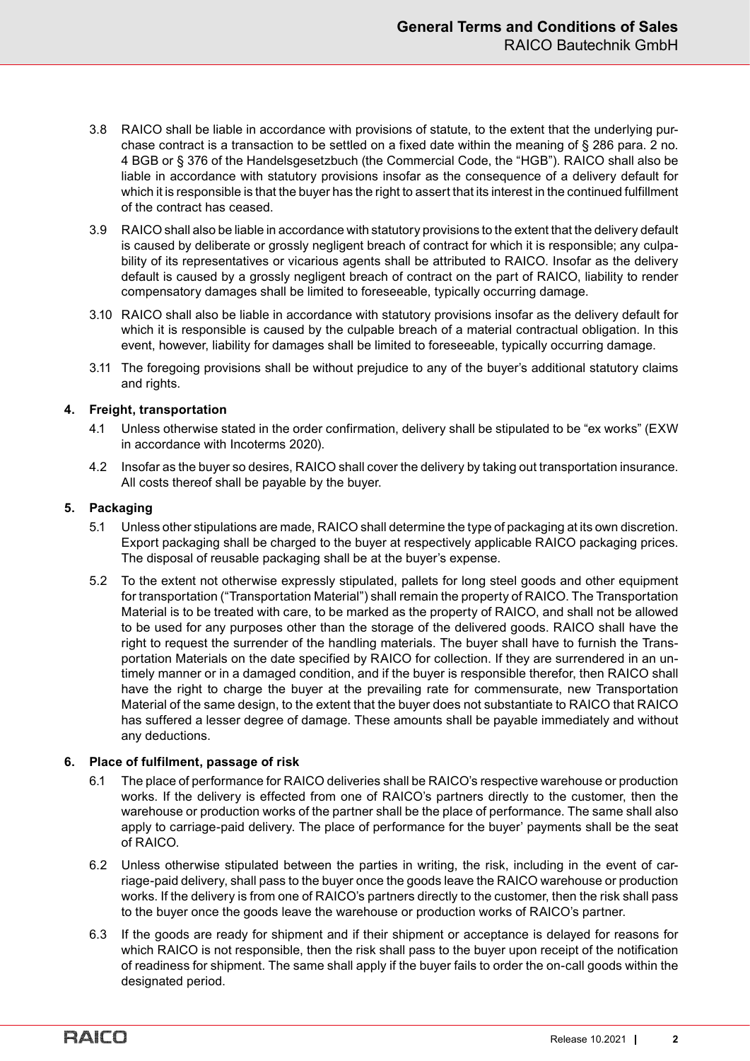3.8 RAICO shall be liable in accordance with provisions of statute, to the extent that the underlying purchase contract is a transaction to be settled on a fixed date within the meaning of § 286 para. 2 no. 4 BGB or § 376 of the Handelsgesetzbuch (the Commercial Code, the "HGB"). RAICO shall also be liable in accordance with statutory provisions insofar as the consequence of a delivery default for which it is responsible is that the buyer has the right to assert that its interest in the continued fulfillment of the contract has ceased.

3.9 RAICO shall also be liable in accordance with statutory provisions to the extent that the delivery default is caused by deliberate or grossly negligent breach of contract for which it is responsible; any culpability of its representatives or vicarious agents shall be attributed to RAICO. Insofar as the delivery default is caused by a grossly negligent breach of contract on the part of RAICO, liability to render compensatory damages shall be limited to foreseeable, typically occurring damage.

3.10 RAICO shall also be liable in accordance with statutory provisions insofar as the delivery default for which it is responsible is caused by the culpable breach of a material contractual obligation. In this event, however, liability for damages shall be limited to foreseeable, typically occurring damage.

3.11 The foregoing provisions shall be without prejudice to any of the buyer's additional statutory claims and rights.

## 4. Freight, transportation

4.1 Unless otherwise stated in the order confirmation, delivery shall be stipulated to be "ex works" (EXW in accordance with Incoterms 2020).

4.2 Insofar as the buyer so desires, RAICO shall cover the delivery by taking out transportation insurance. All costs thereof shall be payable by the buyer.

## 5. Packaging

5.1 Unless other stipulations are made, RAICO shall determine the type of packaging at its own discretion. Export packaging shall be charged to the buyer at respectively applicable RAICO packaging prices. The disposal of reusable packaging shall be at the buyer's expense.

5.2 To the extent not otherwise expressly stipulated, pallets for long steel goods and other equipment for transportation ("Transportation Material") shall remain the property of RAICO. The Transportation Material is to be treated with care, to be marked as the property of RAICO, and shall not be allowed to be used for any purposes other than the storage of the delivered goods. RAICO shall have the right to request the surrender of the handling materials. The buyer shall have to furnish the Transportation Materials on the date specified by RAICO for collection. If they are surrendered in an untimely manner or in a damaged condition, and if the buyer is responsible therefor, then RAICO shall have the right to charge the buyer at the prevailing rate for commensurate, new Transportation Material of the same design, to the extent that the buyer does not substantiate to RAICO that RAICO has suffered a lesser degree of damage. These amounts shall be payable immediately and without any deductions.

## 6. Place of fulfilment, passage of risk

6.1 The place of performance for RAICO deliveries shall be RAICO's respective warehouse or production works. If the delivery is effected from one of RAICO's partners directly to the customer, then the warehouse or production works of the partner shall be the place of performance. The same shall also apply to carriage-paid delivery. The place of performance for the buyer' payments shall be the seat of RAICO.

6.2 Unless otherwise stipulated between the parties in writing, the risk, including in the event of carriage-paid delivery, shall pass to the buyer once the goods leave the RAICO warehouse or production works. If the delivery is from one of RAICO's partners directly to the customer, then the risk shall pass to the buyer once the goods leave the warehouse or production works of RAICO's partner.

6.3 If the goods are ready for shipment and if their shipment or acceptance is delayed for reasons for which RAICO is not responsible, then the risk shall pass to the buyer upon receipt of the notification of readiness for shipment. The same shall apply if the buyer fails to order the on-call goods within the designated period.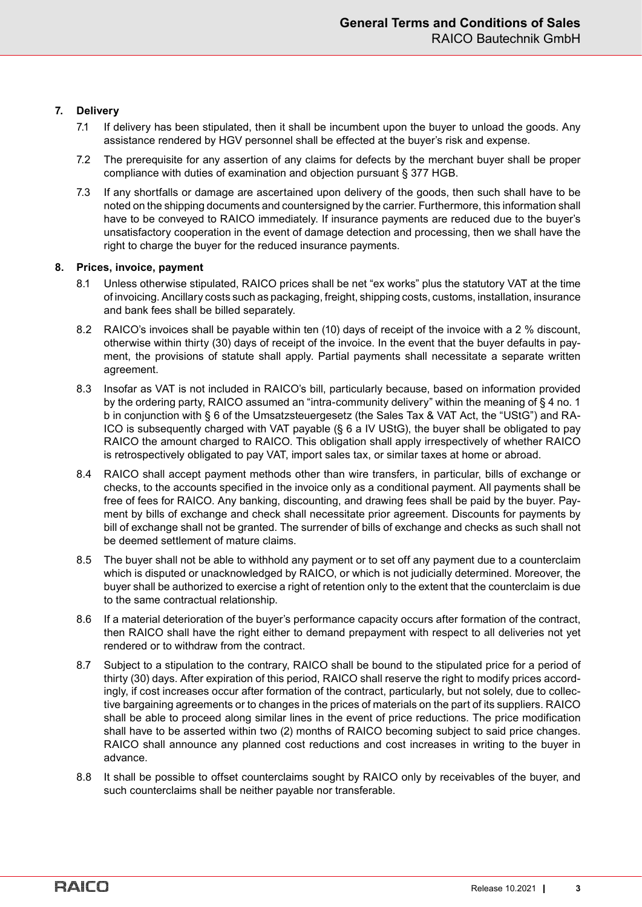## 7. Delivery

7.1 If delivery has been stipulated, then it shall be incumbent upon the buyer to unload the goods. Any assistance rendered by HGV personnel shall be effected at the buyer's risk and expense.

7.2 The prerequisite for any assertion of any claims for defects by the merchant buyer shall be proper compliance with duties of examination and objection pursuant § 377 HGB.

7.3 If any shortfalls or damage are ascertained upon delivery of the goods, then such shall have to be noted on the shipping documents and countersigned by the carrier. Furthermore, this information shall have to be conveyed to RAICO immediately. If insurance payments are reduced due to the buyer's unsatisfactory cooperation in the event of damage detection and processing, then we shall have the right to charge the buyer for the reduced insurance payments.

## 8. Prices, invoice, payment

8.1 Unless otherwise stipulated, RAICO prices shall be net "ex works" plus the statutory VAT at the time of invoicing. Ancillary costs such as packaging, freight, shipping costs, customs, installation, insurance and bank fees shall be billed separately.

8.2 RAICO's invoices shall be payable within ten (10) days of receipt of the invoice with a 2 % discount, otherwise within thirty (30) days of receipt of the invoice. In the event that the buyer defaults in payment, the provisions of statute shall apply. Partial payments shall necessitate a separate written agreement.

8.3 Insofar as VAT is not included in RAICO's bill, particularly because, based on information provided by the ordering party, RAICO assumed an "intra-community delivery" within the meaning of § 4 no. 1 b in conjunction with § 6 of the Umsatzsteuergesetz (the Sales Tax & VAT Act, the "UStG") and RAICO is subsequently charged with VAT payable (§ 6 a IV UStG), the buyer shall be obligated to pay RAICO the amount charged to RAICO. This obligation shall apply irrespectively of whether RAICO is retrospectively obligated to pay VAT, import sales tax, or similar taxes at home or abroad.

8.4 RAICO shall accept payment methods other than wire transfers, in particular, bills of exchange or checks, to the accounts specified in the invoice only as a conditional payment. All payments shall be free of fees for RAICO. Any banking, discounting, and drawing fees shall be paid by the buyer. Payment by bills of exchange and check shall necessitate prior agreement. Discounts for payments by bill of exchange shall not be granted. The surrender of bills of exchange and checks as such shall not be deemed settlement of mature claims.

8.5 The buyer shall not be able to withhold any payment or to set off any payment due to a counterclaim which is disputed or unacknowledged by RAICO, or which is not judicially determined. Moreover, the buyer shall be authorized to exercise a right of retention only to the extent that the counterclaim is due to the same contractual relationship.

8.6 If a material deterioration of the buyer's performance capacity occurs after formation of the contract, then RAICO shall have the right either to demand prepayment with respect to all deliveries not yet rendered or to withdraw from the contract.

8.7 Subject to a stipulation to the contrary, RAICO shall be bound to the stipulated price for a period of thirty (30) days. After expiration of this period, RAICO shall reserve the right to modify prices accordingly, if cost increases occur after formation of the contract, particularly, but not solely, due to collective bargaining agreements or to changes in the prices of materials on the part of its suppliers. RAICO shall be able to proceed along similar lines in the event of price reductions. The price modification shall have to be asserted within two (2) months of RAICO becoming subject to said price changes. RAICO shall announce any planned cost reductions and cost increases in writing to the buyer in advance.

8.8 It shall be possible to offset counterclaims sought by RAICO only by receivables of the buyer, and such counterclaims shall be neither payable nor transferable.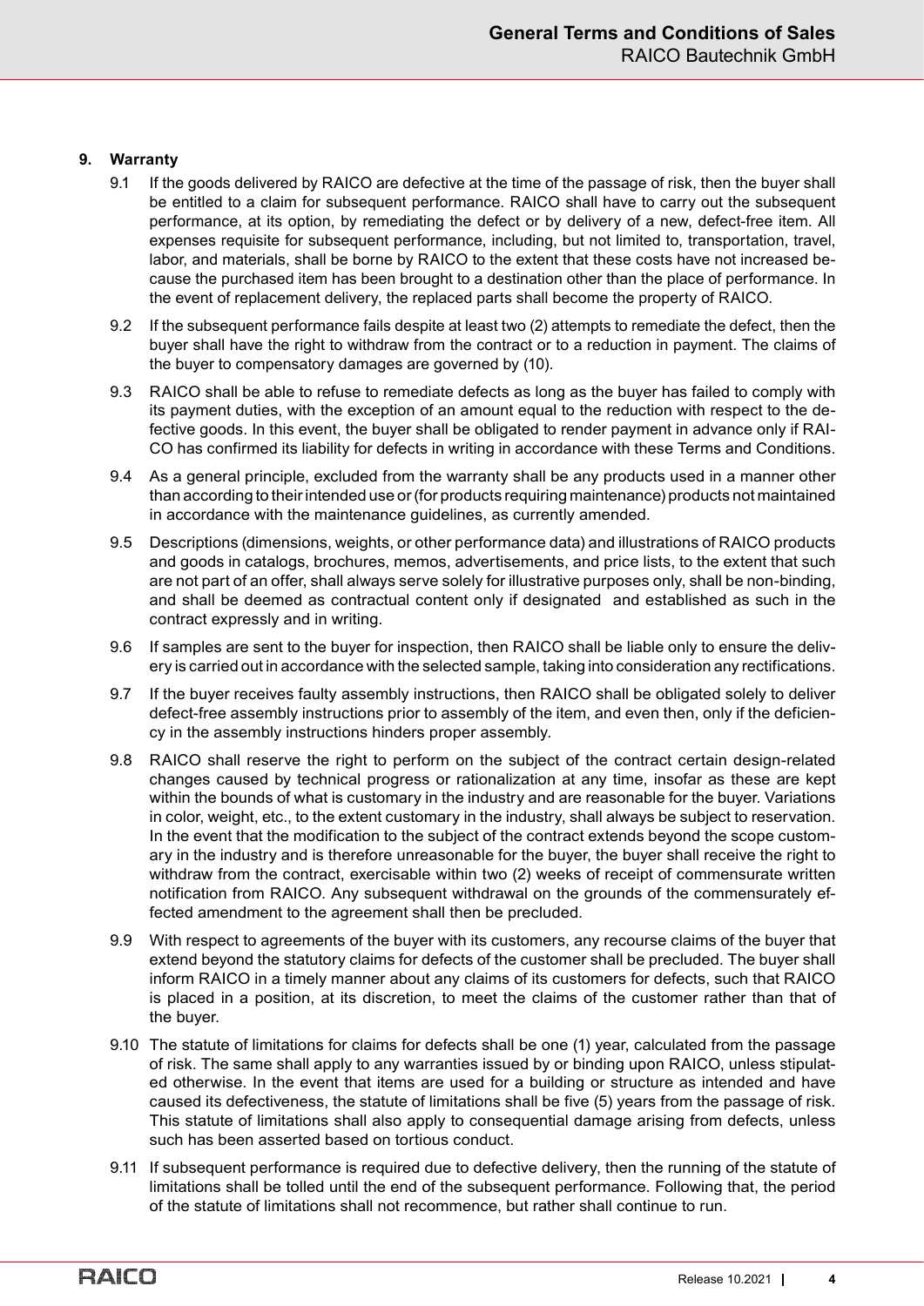## 9. Warranty

9.1 If the goods delivered by RAICO are defective at the time of the passage of risk, then the buyer shall be entitled to a claim for subsequent performance. RAICO shall have to carry out the subsequent performance, at its option, by remediating the defect or by delivery of a new, defect-free item. All expenses requisite for subsequent performance, including, but not limited to, transportation, travel, labor, and materials, shall be borne by RAICO to the extent that these costs have not increased because the purchased item has been brought to a destination other than the place of performance. In the event of replacement delivery, the replaced parts shall become the property of RAICO.

9.2 If the subsequent performance fails despite at least two (2) attempts to remediate the defect, then the buyer shall have the right to withdraw from the contract or to a reduction in payment. The claims of the buyer to compensatory damages are governed by (10).

9.3 RAICO shall be able to refuse to remediate defects as long as the buyer has failed to comply with its payment duties, with the exception of an amount equal to the reduction with respect to the defective goods. In this event, the buyer shall be obligated to render payment in advance only if RAICO has confirmed its liability for defects in writing in accordance with these Terms and Conditions.

9.4 As a general principle, excluded from the warranty shall be any products used in a manner other than according to their intended use or (for products requiring maintenance) products not maintained in accordance with the maintenance guidelines, as currently amended.

9.5 Descriptions (dimensions, weights, or other performance data) and illustrations of RAICO products and goods in catalogs, brochures, memos, advertisements, and price lists, to the extent that such are not part of an offer, shall always serve solely for illustrative purposes only, shall be non-binding, and shall be deemed as contractual content only if designated and established as such in the contract expressly and in writing.

9.6 If samples are sent to the buyer for inspection, then RAICO shall be liable only to ensure the delivery is carried out in accordance with the selected sample, taking into consideration any rectifications.

9.7 If the buyer receives faulty assembly instructions, then RAICO shall be obligated solely to deliver defect-free assembly instructions prior to assembly of the item, and even then, only if the deficiency in the assembly instructions hinders proper assembly.

9.8 RAICO shall reserve the right to perform on the subject of the contract certain design-related changes caused by technical progress or rationalization at any time, insofar as these are kept within the bounds of what is customary in the industry and are reasonable for the buyer. Variations in color, weight, etc., to the extent customary in the industry, shall always be subject to reservation. In the event that the modification to the subject of the contract extends beyond the scope customary in the industry and is therefore unreasonable for the buyer, the buyer shall receive the right to withdraw from the contract, exercisable within two (2) weeks of receipt of commensurate written notification from RAICO. Any subsequent withdrawal on the grounds of the commensurately effected amendment to the agreement shall then be precluded.

9.9 With respect to agreements of the buyer with its customers, any recourse claims of the buyer that extend beyond the statutory claims for defects of the customer shall be precluded. The buyer shall inform RAICO in a timely manner about any claims of its customers for defects, such that RAICO is placed in a position, at its discretion, to meet the claims of the customer rather than that of the buyer.

9.10 The statute of limitations for claims for defects shall be one (1) year, calculated from the passage of risk. The same shall apply to any warranties issued by or binding upon RAICO, unless stipulated otherwise. In the event that items are used for a building or structure as intended and have caused its defectiveness, the statute of limitations shall be five (5) years from the passage of risk. This statute of limitations shall also apply to consequential damage arising from defects, unless such has been asserted based on tortious conduct.

9.11 If subsequent performance is required due to defective delivery, then the running of the statute of limitations shall be tolled until the end of the subsequent performance. Following that, the period of the statute of limitations shall not recommence, but rather shall continue to run.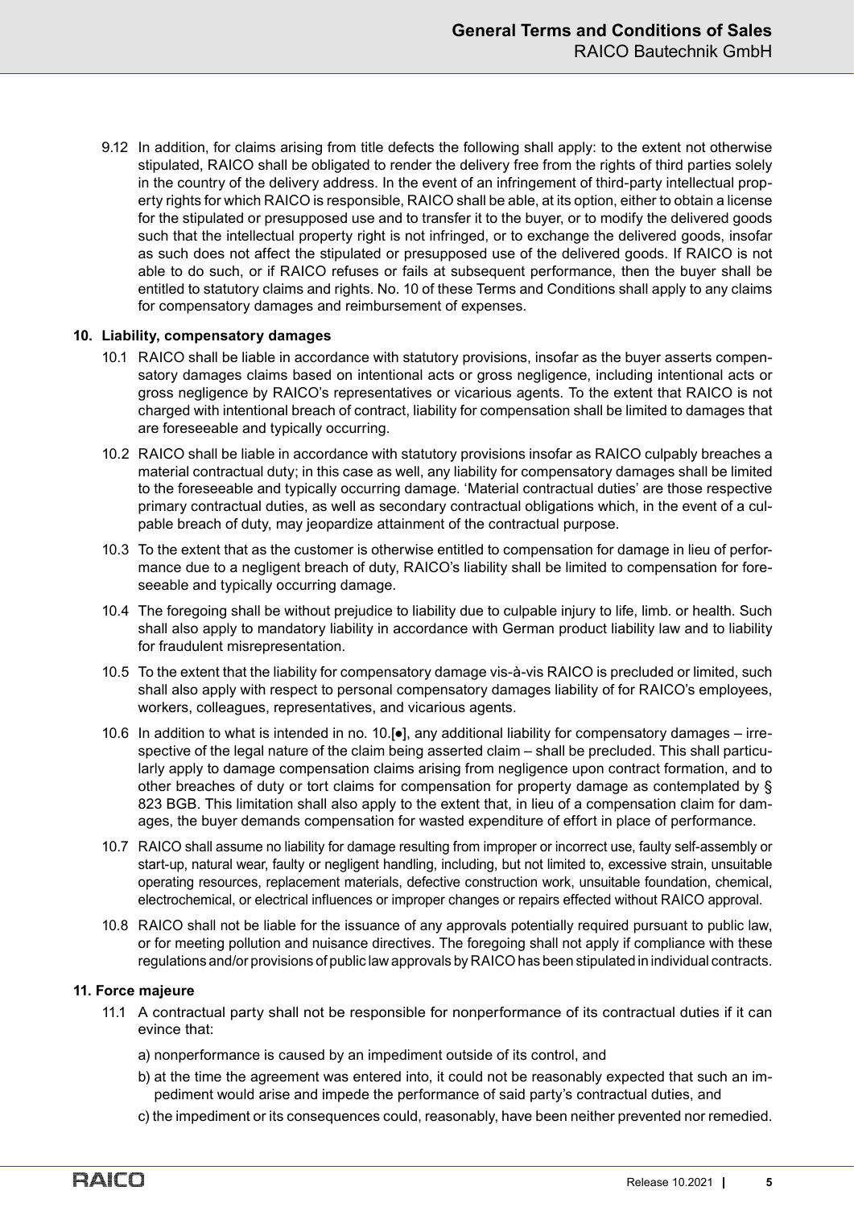9.12 In addition, for claims arising from title defects the following shall apply: to the extent not otherwise stipulated, RAICO shall be obligated to render the delivery free from the rights of third parties solely in the country of the delivery address. In the event of an infringement of third-party intellectual property rights for which RAICO is responsible, RAICO shall be able, at its option, either to obtain a license for the stipulated or presupposed use and to transfer it to the buyer, or to modify the delivered goods such that the intellectual property right is not infringed, or to exchange the delivered goods, insofar as such does not affect the stipulated or presupposed use of the delivered goods. If RAICO is not able to do such, or if RAICO refuses or fails at subsequent performance, then the buyer shall be entitled to statutory claims and rights. No. 10 of these Terms and Conditions shall apply to any claims for compensatory damages and reimbursement of expenses.

## 10. Liability, compensatory damages

10.1 RAICO shall be liable in accordance with statutory provisions, insofar as the buyer asserts compensatory damages claims based on intentional acts or gross negligence, including intentional acts or gross negligence by RAICO's representatives or vicarious agents. To the extent that RAICO is not charged with intentional breach of contract, liability for compensation shall be limited to damages that are foreseeable and typically occurring.

10.2 RAICO shall be liable in accordance with statutory provisions insofar as RAICO culpably breaches a material contractual duty; in this case as well, any liability for compensatory damages shall be limited to the foreseeable and typically occurring damage. 'Material contractual duties' are those respective primary contractual duties, as well as secondary contractual obligations which, in the event of a culpable breach of duty, may jeopardize attainment of the contractual purpose.

10.3 To the extent that as the customer is otherwise entitled to compensation for damage in lieu of performance due to a negligent breach of duty, RAICO's liability shall be limited to compensation for foreseeable and typically occurring damage.

10.4 The foregoing shall be without prejudice to liability due to culpable injury to life, limb. or health. Such shall also apply to mandatory liability in accordance with German product liability law and to liability for fraudulent misrepresentation.

10.5 To the extent that the liability for compensatory damage vis-à-vis RAICO is precluded or limited, such shall also apply with respect to personal compensatory damages liability of for RAICO's employees, workers, colleagues, representatives, and vicarious agents.

10.6 In addition to what is intended in no. 10.[●], any additional liability for compensatory damages – irrespective of the legal nature of the claim being asserted claim – shall be precluded. This shall particularly apply to damage compensation claims arising from negligence upon contract formation, and to other breaches of duty or tort claims for compensation for property damage as contemplated by § 823 BGB. This limitation shall also apply to the extent that, in lieu of a compensation claim for damages, the buyer demands compensation for wasted expenditure of effort in place of performance.

10.7 RAICO shall assume no liability for damage resulting from improper or incorrect use, faulty self-assembly or start-up, natural wear, faulty or negligent handling, including, but not limited to, excessive strain, unsuitable operating resources, replacement materials, defective construction work, unsuitable foundation, chemical, electrochemical, or electrical influences or improper changes or repairs effected without RAICO approval.

10.8 RAICO shall not be liable for the issuance of any approvals potentially required pursuant to public law, or for meeting pollution and nuisance directives. The foregoing shall not apply if compliance with these regulations and/or provisions of public law approvals by RAICO has been stipulated in individual contracts.

## 11. Force majeure

11.1 A contractual party shall not be responsible for nonperformance of its contractual duties if it can evince that:

a) nonperformance is caused by an impediment outside of its control, and

b) at the time the agreement was entered into, it could not be reasonably expected that such an impediment would arise and impede the performance of said party's contractual duties, and

c) the impediment or its consequences could, reasonably, have been neither prevented nor remedied.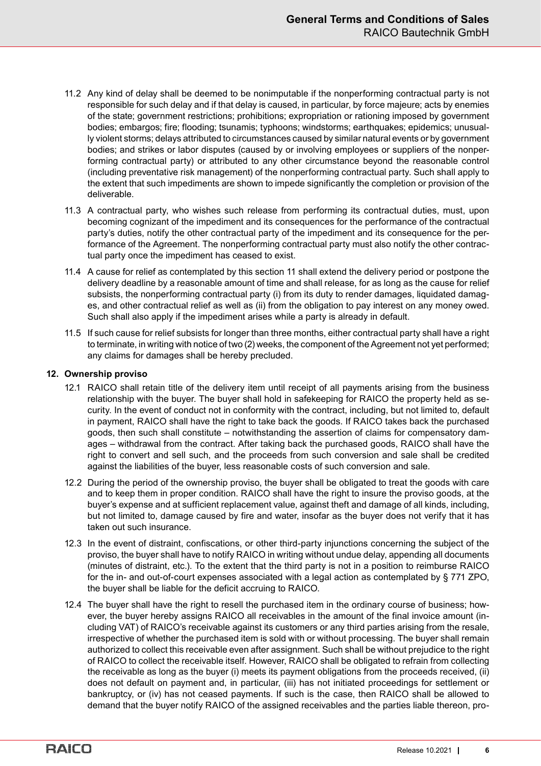11.2 Any kind of delay shall be deemed to be nonimputable if the nonperforming contractual party is not responsible for such delay and if that delay is caused, in particular, by force majeure; acts by enemies of the state; government restrictions; prohibitions; expropriation or rationing imposed by government bodies; embargos; fire; flooding; tsunamis; typhoons; windstorms; earthquakes; epidemics; unusually violent storms; delays attributed to circumstances caused by similar natural events or by government bodies; and strikes or labor disputes (caused by or involving employees or suppliers of the nonperforming contractual party) or attributed to any other circumstance beyond the reasonable control (including preventative risk management) of the nonperforming contractual party. Such shall apply to the extent that such impediments are shown to impede significantly the completion or provision of the deliverable.

11.3 A contractual party, who wishes such release from performing its contractual duties, must, upon becoming cognizant of the impediment and its consequences for the performance of the contractual party's duties, notify the other contractual party of the impediment and its consequence for the performance of the Agreement. The nonperforming contractual party must also notify the other contractual party once the impediment has ceased to exist.

11.4 A cause for relief as contemplated by this section 11 shall extend the delivery period or postpone the delivery deadline by a reasonable amount of time and shall release, for as long as the cause for relief subsists, the nonperforming contractual party (i) from its duty to render damages, liquidated damages, and other contractual relief as well as (ii) from the obligation to pay interest on any money owed. Such shall also apply if the impediment arises while a party is already in default.

11.5 If such cause for relief subsists for longer than three months, either contractual party shall have a right to terminate, in writing with notice of two (2) weeks, the component of the Agreement not yet performed; any claims for damages shall be hereby precluded.

## 12. Ownership proviso

12.1 RAICO shall retain title of the delivery item until receipt of all payments arising from the business relationship with the buyer. The buyer shall hold in safekeeping for RAICO the property held as security. In the event of conduct not in conformity with the contract, including, but not limited to, default in payment, RAICO shall have the right to take back the goods. If RAICO takes back the purchased goods, then such shall constitute – notwithstanding the assertion of claims for compensatory damages – withdrawal from the contract. After taking back the purchased goods, RAICO shall have the right to convert and sell such, and the proceeds from such conversion and sale shall be credited against the liabilities of the buyer, less reasonable costs of such conversion and sale.

12.2 During the period of the ownership proviso, the buyer shall be obligated to treat the goods with care and to keep them in proper condition. RAICO shall have the right to insure the proviso goods, at the buyer's expense and at sufficient replacement value, against theft and damage of all kinds, including, but not limited to, damage caused by fire and water, insofar as the buyer does not verify that it has taken out such insurance.

12.3 In the event of distraint, confiscations, or other third-party injunctions concerning the subject of the proviso, the buyer shall have to notify RAICO in writing without undue delay, appending all documents (minutes of distraint, etc.). To the extent that the third party is not in a position to reimburse RAICO for the in- and out-of-court expenses associated with a legal action as contemplated by § 771 ZPO, the buyer shall be liable for the deficit accruing to RAICO.

12.4 The buyer shall have the right to resell the purchased item in the ordinary course of business; however, the buyer hereby assigns RAICO all receivables in the amount of the final invoice amount (including VAT) of RAICO's receivable against its customers or any third parties arising from the resale, irrespective of whether the purchased item is sold with or without processing. The buyer shall remain authorized to collect this receivable even after assignment. Such shall be without prejudice to the right of RAICO to collect the receivable itself. However, RAICO shall be obligated to refrain from collecting the receivable as long as the buyer (i) meets its payment obligations from the proceeds received, (ii) does not default on payment and, in particular, (iii) has not initiated proceedings for settlement or bankruptcy, or (iv) has not ceased payments. If such is the case, then RAICO shall be allowed to demand that the buyer notify RAICO of the assigned receivables and the parties liable thereon, pro-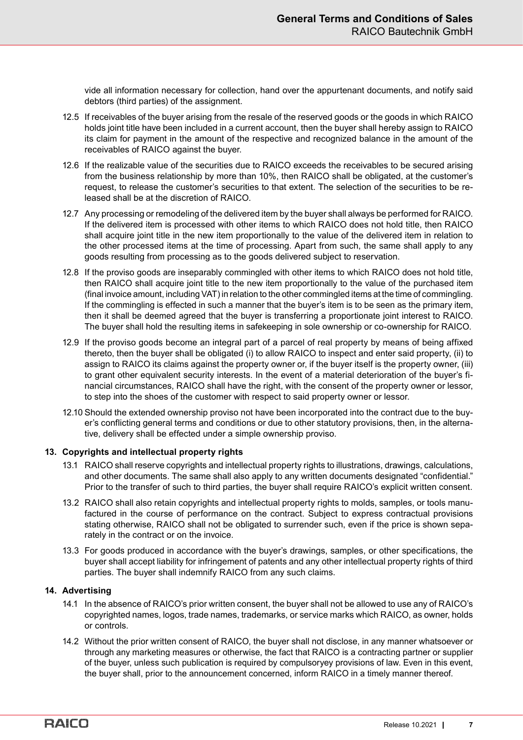vide all information necessary for collection, hand over the appurtenant documents, and notify said debtors (third parties) of the assignment.

12.5 If receivables of the buyer arising from the resale of the reserved goods or the goods in which RAICO holds joint title have been included in a current account, then the buyer shall hereby assign to RAICO its claim for payment in the amount of the respective and recognized balance in the amount of the receivables of RAICO against the buyer.

12.6 If the realizable value of the securities due to RAICO exceeds the receivables to be secured arising from the business relationship by more than 10%, then RAICO shall be obligated, at the customer's request, to release the customer's securities to that extent. The selection of the securities to be released shall be at the discretion of RAICO.

12.7 Any processing or remodeling of the delivered item by the buyer shall always be performed for RAICO. If the delivered item is processed with other items to which RAICO does not hold title, then RAICO shall acquire joint title in the new item proportionally to the value of the delivered item in relation to the other processed items at the time of processing. Apart from such, the same shall apply to any goods resulting from processing as to the goods delivered subject to reservation.

12.8 If the proviso goods are inseparably commingled with other items to which RAICO does not hold title, then RAICO shall acquire joint title to the new item proportionally to the value of the purchased item (final invoice amount, including VAT) in relation to the other commingled items at the time of commingling. If the commingling is effected in such a manner that the buyer's item is to be seen as the primary item, then it shall be deemed agreed that the buyer is transferring a proportionate joint interest to RAICO. The buyer shall hold the resulting items in safekeeping in sole ownership or co-ownership for RAICO.

12.9 If the proviso goods become an integral part of a parcel of real property by means of being affixed thereto, then the buyer shall be obligated (i) to allow RAICO to inspect and enter said property, (ii) to assign to RAICO its claims against the property owner or, if the buyer itself is the property owner, (iii) to grant other equivalent security interests. In the event of a material deterioration of the buyer's financial circumstances, RAICO shall have the right, with the consent of the property owner or lessor, to step into the shoes of the customer with respect to said property owner or lessor.

12.10 Should the extended ownership proviso not have been incorporated into the contract due to the buyer's conflicting general terms and conditions or due to other statutory provisions, then, in the alternative, delivery shall be effected under a simple ownership proviso.

### 13. Copyrights and intellectual property rights

13.1 RAICO shall reserve copyrights and intellectual property rights to illustrations, drawings, calculations, and other documents. The same shall also apply to any written documents designated "confidential." Prior to the transfer of such to third parties, the buyer shall require RAICO's explicit written consent.

13.2 RAICO shall also retain copyrights and intellectual property rights to molds, samples, or tools manufactured in the course of performance on the contract. Subject to express contractual provisions stating otherwise, RAICO shall not be obligated to surrender such, even if the price is shown separately in the contract or on the invoice.

13.3 For goods produced in accordance with the buyer's drawings, samples, or other specifications, the buyer shall accept liability for infringement of patents and any other intellectual property rights of third parties. The buyer shall indemnify RAICO from any such claims.

### 14. Advertising

14.1 In the absence of RAICO's prior written consent, the buyer shall not be allowed to use any of RAICO's copyrighted names, logos, trade names, trademarks, or service marks which RAICO, as owner, holds or controls.

14.2 Without the prior written consent of RAICO, the buyer shall not disclose, in any manner whatsoever or through any marketing measures or otherwise, the fact that RAICO is a contracting partner or supplier of the buyer, unless such publication is required by compulsoryey provisions of law. Even in this event, the buyer shall, prior to the announcement concerned, inform RAICO in a timely manner thereof.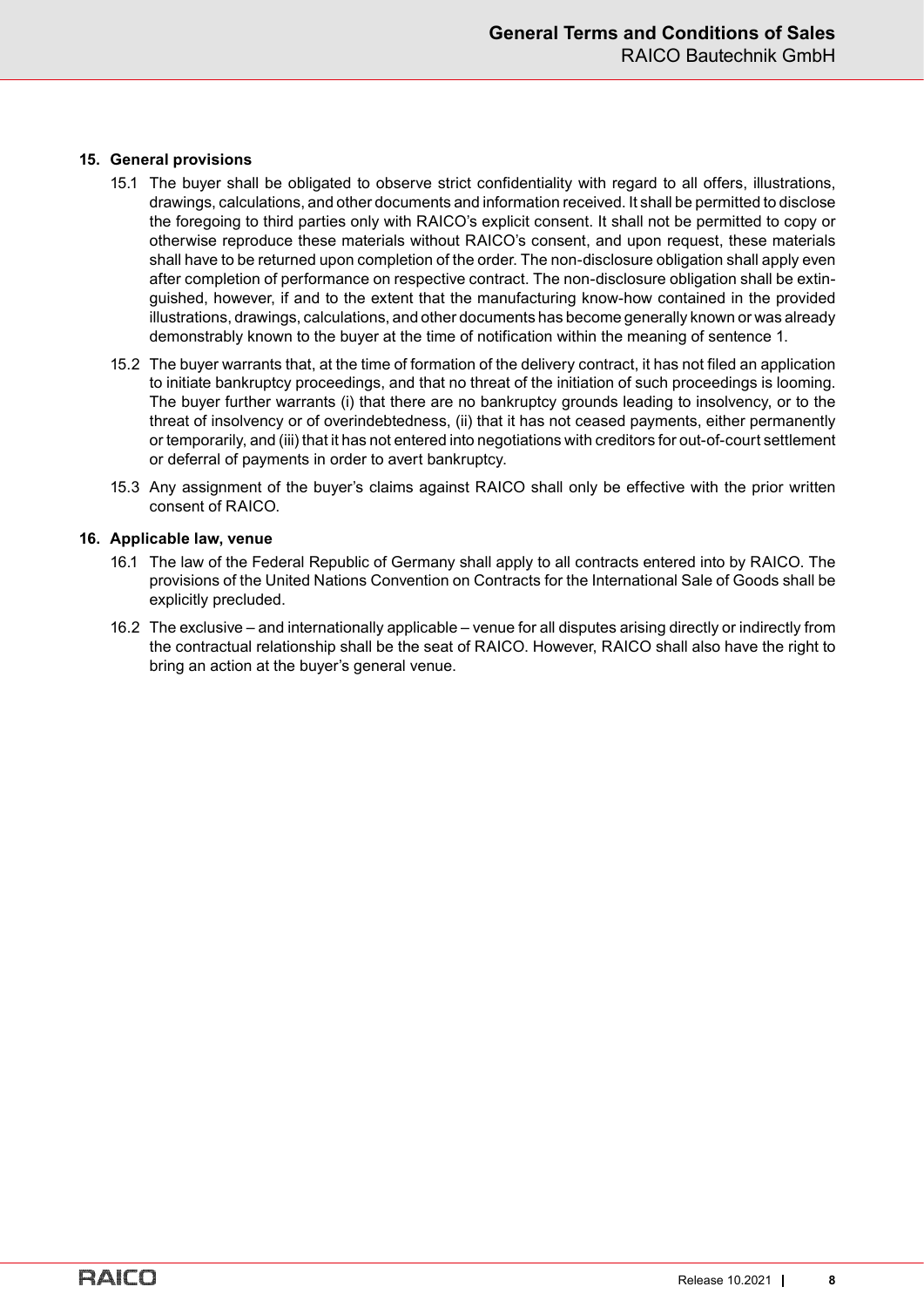**15. General provisions**

15.1 The buyer shall be obligated to observe strict confidentiality with regard to all offers, illustrations, drawings, calculations, and other documents and information received. It shall be permitted to disclose the foregoing to third parties only with RAICO's explicit consent. It shall not be permitted to copy or otherwise reproduce these materials without RAICO's consent, and upon request, these materials shall have to be returned upon completion of the order. The non-disclosure obligation shall apply even after completion of performance on respective contract. The non-disclosure obligation shall be extinguished, however, if and to the extent that the manufacturing know-how contained in the provided illustrations, drawings, calculations, and other documents has become generally known or was already demonstrably known to the buyer at the time of notification within the meaning of sentence 1.

15.2 The buyer warrants that, at the time of formation of the delivery contract, it has not filed an application to initiate bankruptcy proceedings, and that no threat of the initiation of such proceedings is looming. The buyer further warrants (i) that there are no bankruptcy grounds leading to insolvency, or to the threat of insolvency or of overindebtedness, (ii) that it has not ceased payments, either permanently or temporarily, and (iii) that it has not entered into negotiations with creditors for out-of-court settlement or deferral of payments in order to avert bankruptcy.

15.3 Any assignment of the buyer's claims against RAICO shall only be effective with the prior written consent of RAICO.

**16. Applicable law, venue**

16.1 The law of the Federal Republic of Germany shall apply to all contracts entered into by RAICO. The provisions of the United Nations Convention on Contracts for the International Sale of Goods shall be explicitly precluded.

16.2 The exclusive – and internationally applicable – venue for all disputes arising directly or indirectly from the contractual relationship shall be the seat of RAICO. However, RAICO shall also have the right to bring an action at the buyer's general venue.